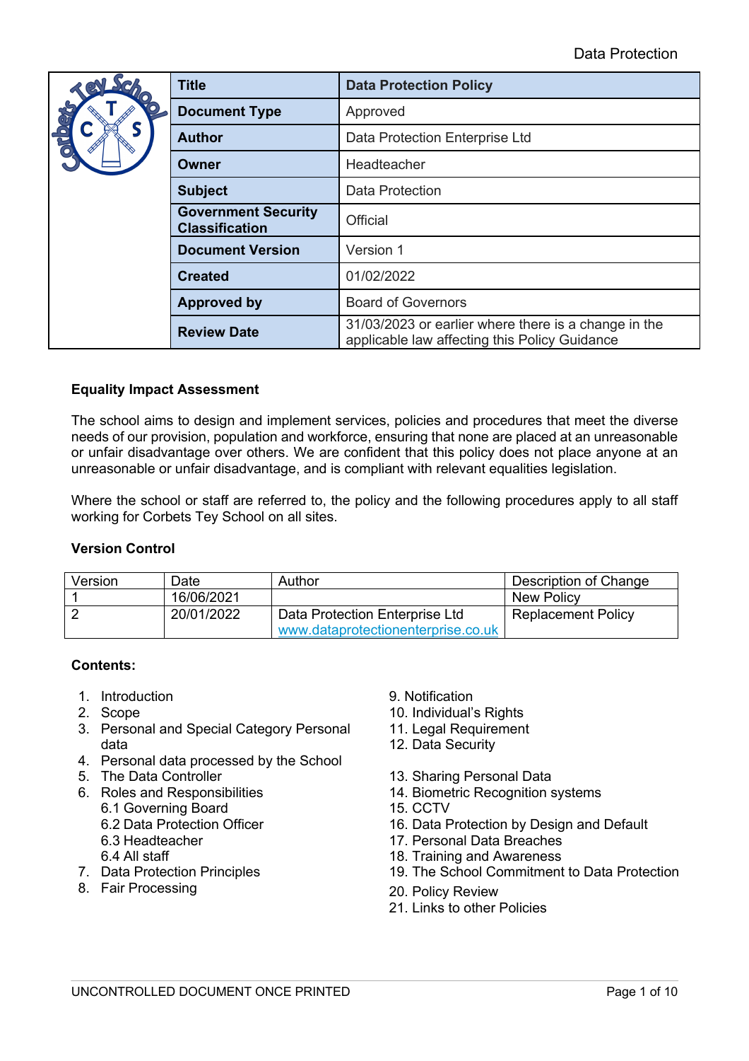| Title | Data Protection Policy |
|---|---|
| Document Type | Approved |
| Author | Data Protection Enterprise Ltd |
| Owner | Headteacher |
| Subject | Data Protection |
| Government Security Classification | Official |
| Document Version | Version 1 |
| Created | 01/02/2022 |
| Approved by | Board of Governors |
| Review Date | 31/03/2023 or earlier where there is a change in the applicable law affecting this Policy Guidance |

**Equality Impact Assessment**

The school aims to design and implement services, policies and procedures that meet the diverse needs of our provision, population and workforce, ensuring that none are placed at an unreasonable or unfair disadvantage over others. We are confident that this policy does not place anyone at an unreasonable or unfair disadvantage, and is compliant with relevant equalities legislation.

Where the school or staff are referred to, the policy and the following procedures apply to all staff working for Corbets Tey School on all sites.

**Version Control**

| Version | Date | Author | Description of Change |
|---|---|---|---|
| 1 | 16/06/2021 | | New Policy |
| 2 | 20/01/2022 | Data Protection Enterprise Ltd www.dataprotectionenterprise.co.uk | Replacement Policy |

**Contents:**

1. Introduction
2. Scope
3. Personal and Special Category Personal data
4. Personal data processed by the School
5. The Data Controller
6. Roles and Responsibilities
   - 6.1 Governing Board
   - 6.2 Data Protection Officer
   - 6.3 Headteacher
   - 6.4 All staff
7. Data Protection Principles
8. Fair Processing
9. Notification
10. Individual's Rights
11. Legal Requirement
12. Data Security
13. Sharing Personal Data
14. Biometric Recognition systems
15. CCTV
16. Data Protection by Design and Default
17. Personal Data Breaches
18. Training and Awareness
19. The School Commitment to Data Protection
20. Policy Review
21. Links to other Policies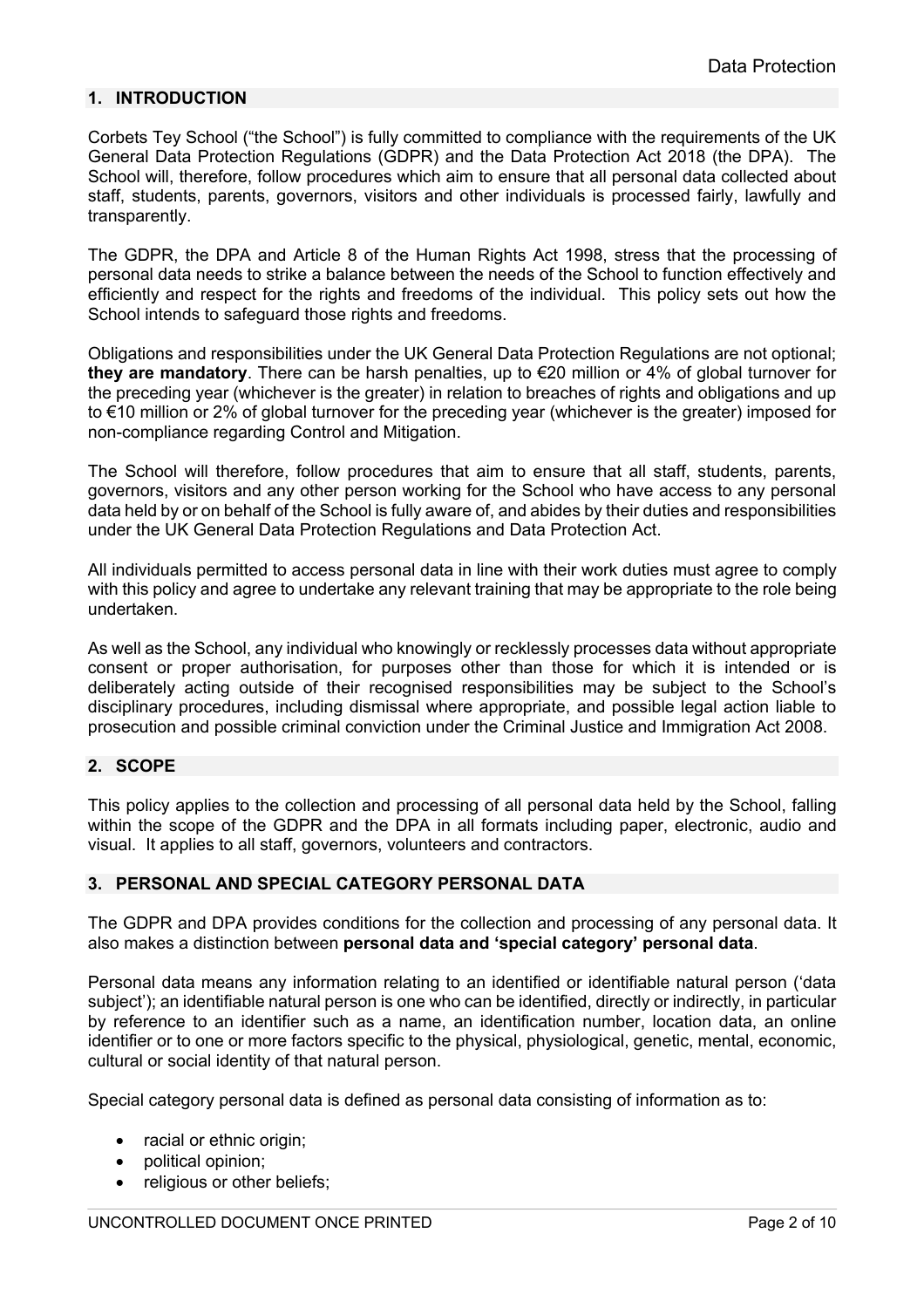## 1. INTRODUCTION

Corbets Tey School ("the School") is fully committed to compliance with the requirements of the UK General Data Protection Regulations (GDPR) and the Data Protection Act 2018 (the DPA). The School will, therefore, follow procedures which aim to ensure that all personal data collected about staff, students, parents, governors, visitors and other individuals is processed fairly, lawfully and transparently.

The GDPR, the DPA and Article 8 of the Human Rights Act 1998, stress that the processing of personal data needs to strike a balance between the needs of the School to function effectively and efficiently and respect for the rights and freedoms of the individual. This policy sets out how the School intends to safeguard those rights and freedoms.

Obligations and responsibilities under the UK General Data Protection Regulations are not optional; **they are mandatory**. There can be harsh penalties, up to €20 million or 4% of global turnover for the preceding year (whichever is the greater) in relation to breaches of rights and obligations and up to €10 million or 2% of global turnover for the preceding year (whichever is the greater) imposed for non-compliance regarding Control and Mitigation.

The School will therefore, follow procedures that aim to ensure that all staff, students, parents, governors, visitors and any other person working for the School who have access to any personal data held by or on behalf of the School is fully aware of, and abides by their duties and responsibilities under the UK General Data Protection Regulations and Data Protection Act.

All individuals permitted to access personal data in line with their work duties must agree to comply with this policy and agree to undertake any relevant training that may be appropriate to the role being undertaken.

As well as the School, any individual who knowingly or recklessly processes data without appropriate consent or proper authorisation, for purposes other than those for which it is intended or is deliberately acting outside of their recognised responsibilities may be subject to the School's disciplinary procedures, including dismissal where appropriate, and possible legal action liable to prosecution and possible criminal conviction under the Criminal Justice and Immigration Act 2008.

## 2. SCOPE

This policy applies to the collection and processing of all personal data held by the School, falling within the scope of the GDPR and the DPA in all formats including paper, electronic, audio and visual. It applies to all staff, governors, volunteers and contractors.

## 3. PERSONAL AND SPECIAL CATEGORY PERSONAL DATA

The GDPR and DPA provides conditions for the collection and processing of any personal data. It also makes a distinction between **personal data and 'special category' personal data**.

Personal data means any information relating to an identified or identifiable natural person ('data subject'); an identifiable natural person is one who can be identified, directly or indirectly, in particular by reference to an identifier such as a name, an identification number, location data, an online identifier or to one or more factors specific to the physical, physiological, genetic, mental, economic, cultural or social identity of that natural person.

Special category personal data is defined as personal data consisting of information as to:

- racial or ethnic origin;
- political opinion;
- religious or other beliefs;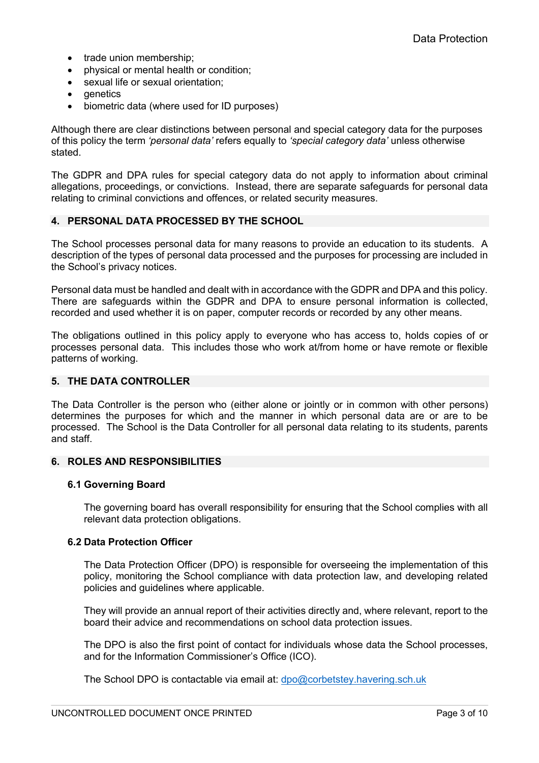- trade union membership;
- physical or mental health or condition;
- sexual life or sexual orientation;
- genetics
- biometric data (where used for ID purposes)

Although there are clear distinctions between personal and special category data for the purposes of this policy the term *'personal data'* refers equally to *'special category data'* unless otherwise stated.

The GDPR and DPA rules for special category data do not apply to information about criminal allegations, proceedings, or convictions. Instead, there are separate safeguards for personal data relating to criminal convictions and offences, or related security measures.

## 4. PERSONAL DATA PROCESSED BY THE SCHOOL

The School processes personal data for many reasons to provide an education to its students. A description of the types of personal data processed and the purposes for processing are included in the School's privacy notices.

Personal data must be handled and dealt with in accordance with the GDPR and DPA and this policy. There are safeguards within the GDPR and DPA to ensure personal information is collected, recorded and used whether it is on paper, computer records or recorded by any other means.

The obligations outlined in this policy apply to everyone who has access to, holds copies of or processes personal data. This includes those who work at/from home or have remote or flexible patterns of working.

## 5. THE DATA CONTROLLER

The Data Controller is the person who (either alone or jointly or in common with other persons) determines the purposes for which and the manner in which personal data are or are to be processed. The School is the Data Controller for all personal data relating to its students, parents and staff.

## 6. ROLES AND RESPONSIBILITIES

### 6.1 Governing Board

The governing board has overall responsibility for ensuring that the School complies with all relevant data protection obligations.

### 6.2 Data Protection Officer

The Data Protection Officer (DPO) is responsible for overseeing the implementation of this policy, monitoring the School compliance with data protection law, and developing related policies and guidelines where applicable.

They will provide an annual report of their activities directly and, where relevant, report to the board their advice and recommendations on school data protection issues.

The DPO is also the first point of contact for individuals whose data the School processes, and for the Information Commissioner's Office (ICO).

The School DPO is contactable via email at: dpo@corbetstey.havering.sch.uk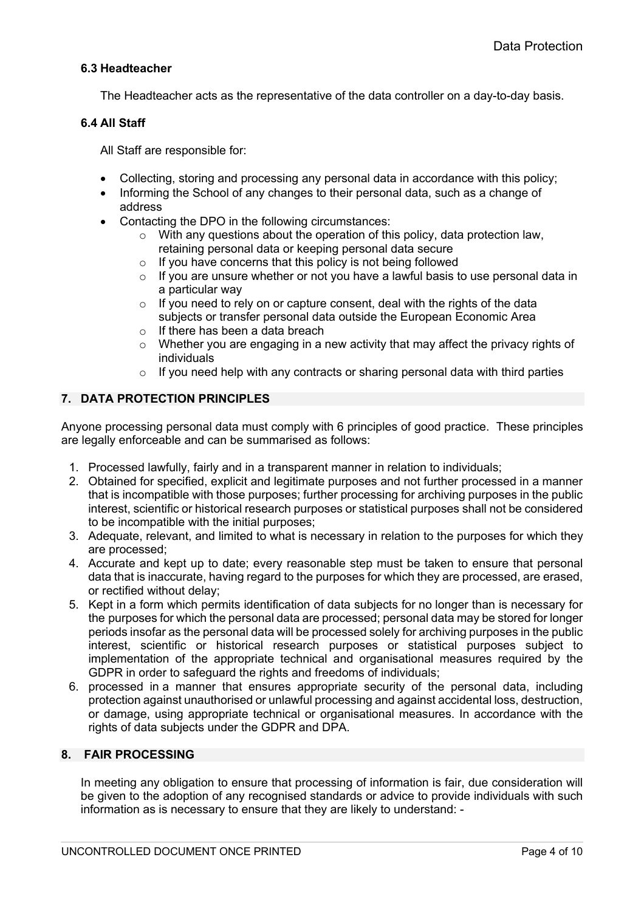### 6.3 Headteacher

The Headteacher acts as the representative of the data controller on a day-to-day basis.

### 6.4 All Staff

All Staff are responsible for:

- Collecting, storing and processing any personal data in accordance with this policy;
- Informing the School of any changes to their personal data, such as a change of address
- Contacting the DPO in the following circumstances:
  - With any questions about the operation of this policy, data protection law, retaining personal data or keeping personal data secure
  - If you have concerns that this policy is not being followed
  - If you are unsure whether or not you have a lawful basis to use personal data in a particular way
  - If you need to rely on or capture consent, deal with the rights of the data subjects or transfer personal data outside the European Economic Area
  - If there has been a data breach
  - Whether you are engaging in a new activity that may affect the privacy rights of individuals
  - If you need help with any contracts or sharing personal data with third parties

## 7. DATA PROTECTION PRINCIPLES

Anyone processing personal data must comply with 6 principles of good practice. These principles are legally enforceable and can be summarised as follows:

1. Processed lawfully, fairly and in a transparent manner in relation to individuals;
2. Obtained for specified, explicit and legitimate purposes and not further processed in a manner that is incompatible with those purposes; further processing for archiving purposes in the public interest, scientific or historical research purposes or statistical purposes shall not be considered to be incompatible with the initial purposes;
3. Adequate, relevant, and limited to what is necessary in relation to the purposes for which they are processed;
4. Accurate and kept up to date; every reasonable step must be taken to ensure that personal data that is inaccurate, having regard to the purposes for which they are processed, are erased, or rectified without delay;
5. Kept in a form which permits identification of data subjects for no longer than is necessary for the purposes for which the personal data are processed; personal data may be stored for longer periods insofar as the personal data will be processed solely for archiving purposes in the public interest, scientific or historical research purposes or statistical purposes subject to implementation of the appropriate technical and organisational measures required by the GDPR in order to safeguard the rights and freedoms of individuals;
6. processed in a manner that ensures appropriate security of the personal data, including protection against unauthorised or unlawful processing and against accidental loss, destruction, or damage, using appropriate technical or organisational measures. In accordance with the rights of data subjects under the GDPR and DPA.

## 8. FAIR PROCESSING

In meeting any obligation to ensure that processing of information is fair, due consideration will be given to the adoption of any recognised standards or advice to provide individuals with such information as is necessary to ensure that they are likely to understand: -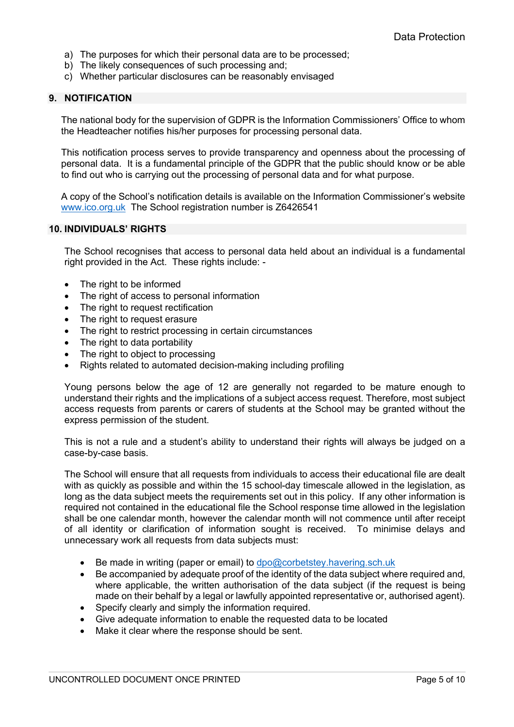a) The purposes for which their personal data are to be processed;
b) The likely consequences of such processing and;
c) Whether particular disclosures can be reasonably envisaged

## 9. NOTIFICATION

The national body for the supervision of GDPR is the Information Commissioners' Office to whom the Headteacher notifies his/her purposes for processing personal data.

This notification process serves to provide transparency and openness about the processing of personal data. It is a fundamental principle of the GDPR that the public should know or be able to find out who is carrying out the processing of personal data and for what purpose.

A copy of the School's notification details is available on the Information Commissioner's website [www.ico.org.uk](http://www.ico.org.uk) The School registration number is Z6426541

## 10. INDIVIDUALS' RIGHTS

The School recognises that access to personal data held about an individual is a fundamental right provided in the Act. These rights include: -

- The right to be informed
- The right of access to personal information
- The right to request rectification
- The right to request erasure
- The right to restrict processing in certain circumstances
- The right to data portability
- The right to object to processing
- Rights related to automated decision-making including profiling

Young persons below the age of 12 are generally not regarded to be mature enough to understand their rights and the implications of a subject access request. Therefore, most subject access requests from parents or carers of students at the School may be granted without the express permission of the student.

This is not a rule and a student's ability to understand their rights will always be judged on a case-by-case basis.

The School will ensure that all requests from individuals to access their educational file are dealt with as quickly as possible and within the 15 school-day timescale allowed in the legislation, as long as the data subject meets the requirements set out in this policy. If any other information is required not contained in the educational file the School response time allowed in the legislation shall be one calendar month, however the calendar month will not commence until after receipt of all identity or clarification of information sought is received. To minimise delays and unnecessary work all requests from data subjects must:

- Be made in writing (paper or email) to [dpo@corbetstey.havering.sch.uk](mailto:dpo@corbetstey.havering.sch.uk)
- Be accompanied by adequate proof of the identity of the data subject where required and, where applicable, the written authorisation of the data subject (if the request is being made on their behalf by a legal or lawfully appointed representative or, authorised agent).
- Specify clearly and simply the information required.
- Give adequate information to enable the requested data to be located
- Make it clear where the response should be sent.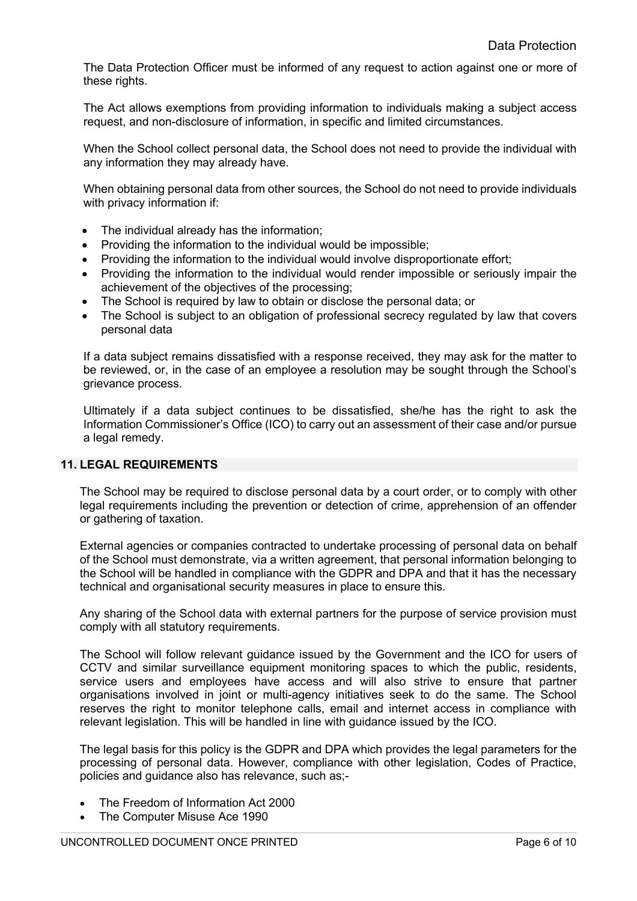The Data Protection Officer must be informed of any request to action against one or more of these rights.

The Act allows exemptions from providing information to individuals making a subject access request, and non-disclosure of information, in specific and limited circumstances.

When the School collect personal data, the School does not need to provide the individual with any information they may already have.

When obtaining personal data from other sources, the School do not need to provide individuals with privacy information if:

- The individual already has the information;
- Providing the information to the individual would be impossible;
- Providing the information to the individual would involve disproportionate effort;
- Providing the information to the individual would render impossible or seriously impair the achievement of the objectives of the processing;
- The School is required by law to obtain or disclose the personal data; or
- The School is subject to an obligation of professional secrecy regulated by law that covers personal data

If a data subject remains dissatisfied with a response received, they may ask for the matter to be reviewed, or, in the case of an employee a resolution may be sought through the School's grievance process.

Ultimately if a data subject continues to be dissatisfied, she/he has the right to ask the Information Commissioner's Office (ICO) to carry out an assessment of their case and/or pursue a legal remedy.

## 11. LEGAL REQUIREMENTS

The School may be required to disclose personal data by a court order, or to comply with other legal requirements including the prevention or detection of crime, apprehension of an offender or gathering of taxation.

External agencies or companies contracted to undertake processing of personal data on behalf of the School must demonstrate, via a written agreement, that personal information belonging to the School will be handled in compliance with the GDPR and DPA and that it has the necessary technical and organisational security measures in place to ensure this.

Any sharing of the School data with external partners for the purpose of service provision must comply with all statutory requirements.

The School will follow relevant guidance issued by the Government and the ICO for users of CCTV and similar surveillance equipment monitoring spaces to which the public, residents, service users and employees have access and will also strive to ensure that partner organisations involved in joint or multi-agency initiatives seek to do the same. The School reserves the right to monitor telephone calls, email and internet access in compliance with relevant legislation. This will be handled in line with guidance issued by the ICO.

The legal basis for this policy is the GDPR and DPA which provides the legal parameters for the processing of personal data. However, compliance with other legislation, Codes of Practice, policies and guidance also has relevance, such as;-

- The Freedom of Information Act 2000
- The Computer Misuse Ace 1990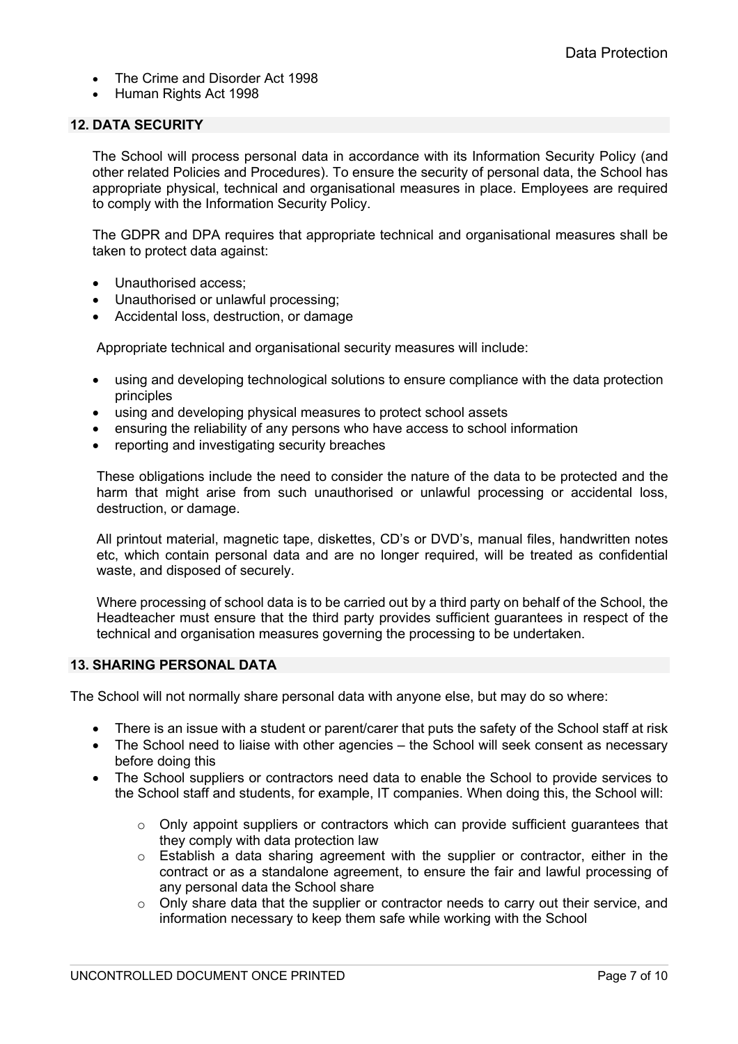- The Crime and Disorder Act 1998
- Human Rights Act 1998

## 12. DATA SECURITY

The School will process personal data in accordance with its Information Security Policy (and other related Policies and Procedures). To ensure the security of personal data, the School has appropriate physical, technical and organisational measures in place. Employees are required to comply with the Information Security Policy.

The GDPR and DPA requires that appropriate technical and organisational measures shall be taken to protect data against:

- Unauthorised access;
- Unauthorised or unlawful processing;
- Accidental loss, destruction, or damage

Appropriate technical and organisational security measures will include:

- using and developing technological solutions to ensure compliance with the data protection principles
- using and developing physical measures to protect school assets
- ensuring the reliability of any persons who have access to school information
- reporting and investigating security breaches

These obligations include the need to consider the nature of the data to be protected and the harm that might arise from such unauthorised or unlawful processing or accidental loss, destruction, or damage.

All printout material, magnetic tape, diskettes, CD's or DVD's, manual files, handwritten notes etc, which contain personal data and are no longer required, will be treated as confidential waste, and disposed of securely.

Where processing of school data is to be carried out by a third party on behalf of the School, the Headteacher must ensure that the third party provides sufficient guarantees in respect of the technical and organisation measures governing the processing to be undertaken.

## 13. SHARING PERSONAL DATA

The School will not normally share personal data with anyone else, but may do so where:

- There is an issue with a student or parent/carer that puts the safety of the School staff at risk
- The School need to liaise with other agencies – the School will seek consent as necessary before doing this
- The School suppliers or contractors need data to enable the School to provide services to the School staff and students, for example, IT companies. When doing this, the School will:
  - Only appoint suppliers or contractors which can provide sufficient guarantees that they comply with data protection law
  - Establish a data sharing agreement with the supplier or contractor, either in the contract or as a standalone agreement, to ensure the fair and lawful processing of any personal data the School share
  - Only share data that the supplier or contractor needs to carry out their service, and information necessary to keep them safe while working with the School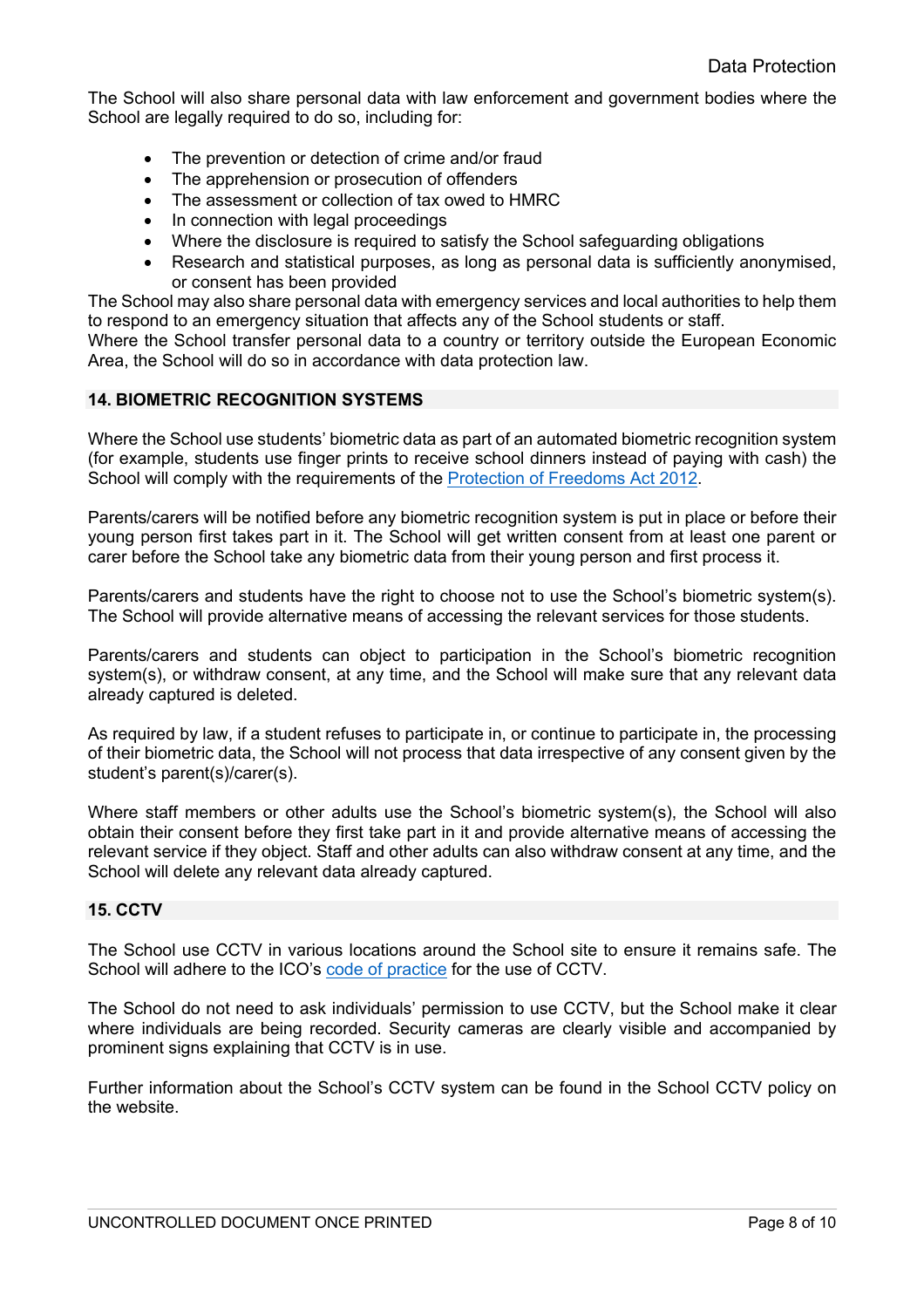The School will also share personal data with law enforcement and government bodies where the School are legally required to do so, including for:

- The prevention or detection of crime and/or fraud
- The apprehension or prosecution of offenders
- The assessment or collection of tax owed to HMRC
- In connection with legal proceedings
- Where the disclosure is required to satisfy the School safeguarding obligations
- Research and statistical purposes, as long as personal data is sufficiently anonymised, or consent has been provided

The School may also share personal data with emergency services and local authorities to help them to respond to an emergency situation that affects any of the School students or staff.
Where the School transfer personal data to a country or territory outside the European Economic Area, the School will do so in accordance with data protection law.

## 14. BIOMETRIC RECOGNITION SYSTEMS

Where the School use students' biometric data as part of an automated biometric recognition system (for example, students use finger prints to receive school dinners instead of paying with cash) the School will comply with the requirements of the [Protection of Freedoms Act 2012](#).

Parents/carers will be notified before any biometric recognition system is put in place or before their young person first takes part in it. The School will get written consent from at least one parent or carer before the School take any biometric data from their young person and first process it.

Parents/carers and students have the right to choose not to use the School's biometric system(s). The School will provide alternative means of accessing the relevant services for those students.

Parents/carers and students can object to participation in the School's biometric recognition system(s), or withdraw consent, at any time, and the School will make sure that any relevant data already captured is deleted.

As required by law, if a student refuses to participate in, or continue to participate in, the processing of their biometric data, the School will not process that data irrespective of any consent given by the student's parent(s)/carer(s).

Where staff members or other adults use the School's biometric system(s), the School will also obtain their consent before they first take part in it and provide alternative means of accessing the relevant service if they object. Staff and other adults can also withdraw consent at any time, and the School will delete any relevant data already captured.

## 15. CCTV

The School use CCTV in various locations around the School site to ensure it remains safe. The School will adhere to the ICO's [code of practice](#) for the use of CCTV.

The School do not need to ask individuals' permission to use CCTV, but the School make it clear where individuals are being recorded. Security cameras are clearly visible and accompanied by prominent signs explaining that CCTV is in use.

Further information about the School's CCTV system can be found in the School CCTV policy on the website.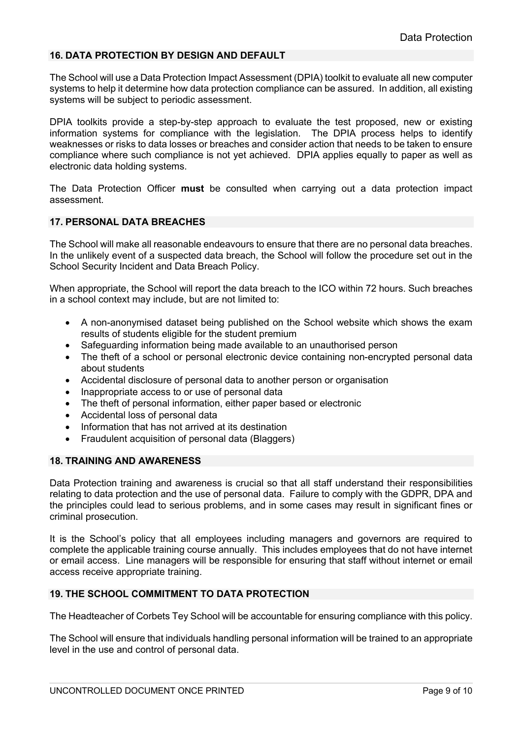## 16. DATA PROTECTION BY DESIGN AND DEFAULT

The School will use a Data Protection Impact Assessment (DPIA) toolkit to evaluate all new computer systems to help it determine how data protection compliance can be assured. In addition, all existing systems will be subject to periodic assessment.

DPIA toolkits provide a step-by-step approach to evaluate the test proposed, new or existing information systems for compliance with the legislation. The DPIA process helps to identify weaknesses or risks to data losses or breaches and consider action that needs to be taken to ensure compliance where such compliance is not yet achieved. DPIA applies equally to paper as well as electronic data holding systems.

The Data Protection Officer **must** be consulted when carrying out a data protection impact assessment.

## 17. PERSONAL DATA BREACHES

The School will make all reasonable endeavours to ensure that there are no personal data breaches. In the unlikely event of a suspected data breach, the School will follow the procedure set out in the School Security Incident and Data Breach Policy.

When appropriate, the School will report the data breach to the ICO within 72 hours. Such breaches in a school context may include, but are not limited to:

- A non-anonymised dataset being published on the School website which shows the exam results of students eligible for the student premium
- Safeguarding information being made available to an unauthorised person
- The theft of a school or personal electronic device containing non-encrypted personal data about students
- Accidental disclosure of personal data to another person or organisation
- Inappropriate access to or use of personal data
- The theft of personal information, either paper based or electronic
- Accidental loss of personal data
- Information that has not arrived at its destination
- Fraudulent acquisition of personal data (Blaggers)

## 18. TRAINING AND AWARENESS

Data Protection training and awareness is crucial so that all staff understand their responsibilities relating to data protection and the use of personal data. Failure to comply with the GDPR, DPA and the principles could lead to serious problems, and in some cases may result in significant fines or criminal prosecution.

It is the School's policy that all employees including managers and governors are required to complete the applicable training course annually. This includes employees that do not have internet or email access. Line managers will be responsible for ensuring that staff without internet or email access receive appropriate training.

## 19. THE SCHOOL COMMITMENT TO DATA PROTECTION

The Headteacher of Corbets Tey School will be accountable for ensuring compliance with this policy.

The School will ensure that individuals handling personal information will be trained to an appropriate level in the use and control of personal data.

UNCONTROLLED DOCUMENT ONCE PRINTED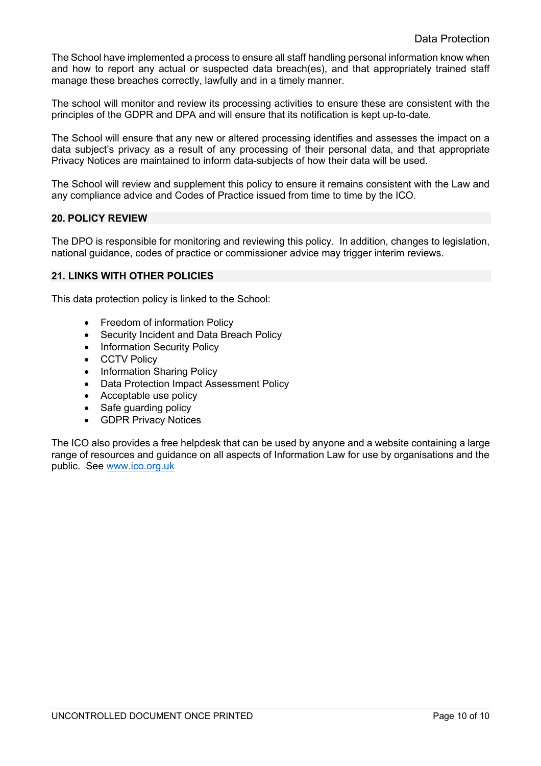The School have implemented a process to ensure all staff handling personal information know when and how to report any actual or suspected data breach(es), and that appropriately trained staff manage these breaches correctly, lawfully and in a timely manner.

The school will monitor and review its processing activities to ensure these are consistent with the principles of the GDPR and DPA and will ensure that its notification is kept up-to-date.

The School will ensure that any new or altered processing identifies and assesses the impact on a data subject's privacy as a result of any processing of their personal data, and that appropriate Privacy Notices are maintained to inform data-subjects of how their data will be used.

The School will review and supplement this policy to ensure it remains consistent with the Law and any compliance advice and Codes of Practice issued from time to time by the ICO.

## 20. POLICY REVIEW

The DPO is responsible for monitoring and reviewing this policy. In addition, changes to legislation, national guidance, codes of practice or commissioner advice may trigger interim reviews.

## 21. LINKS WITH OTHER POLICIES

This data protection policy is linked to the School:

- Freedom of information Policy
- Security Incident and Data Breach Policy
- Information Security Policy
- CCTV Policy
- Information Sharing Policy
- Data Protection Impact Assessment Policy
- Acceptable use policy
- Safe guarding policy
- GDPR Privacy Notices

The ICO also provides a free helpdesk that can be used by anyone and a website containing a large range of resources and guidance on all aspects of Information Law for use by organisations and the public. See [www.ico.org.uk](http://www.ico.org.uk)